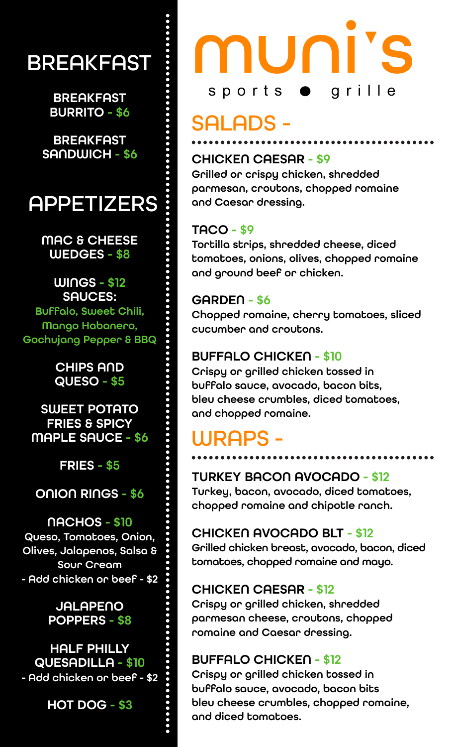# muni's

sports ● grille

## BREAKFAST

**BREAKFAST BURRITO** - $6

**BREAKFAST SANDWICH** - $6

## APPETIZERS

**MAC & CHEESE WEDGES** - $8

**WINGS** - $12
**SAUCES:**
Buffalo, Sweet Chili, Mango Habanero, Gochujang Pepper & BBQ

**CHIPS AND QUESO** - $5

**SWEET POTATO FRIES & SPICY MAPLE SAUCE** - $6

**FRIES** - $5

**ONION RINGS** - $6

**NACHOS** - $10
Queso, Tomatoes, Onion, Olives, Jalapenos, Salsa & Sour Cream
- Add chicken or beef - $2

**JALAPENO POPPERS** - $8

**HALF PHILLY QUESADILLA** - $10
- Add chicken or beef - $2

**HOT DOG** - $3

## SALADS -

**CHICKEN CAESAR** - $9
Grilled or crispy chicken, shredded parmesan, croutons, chopped romaine and Caesar dressing.

**TACO** - $9
Tortilla strips, shredded cheese, diced tomatoes, onions, olives, chopped romaine and ground beef or chicken.

**GARDEN** - $6
Chopped romaine, cherry tomatoes, sliced cucumber and croutons.

**BUFFALO CHICKEN** - $10
Crispy or grilled chicken tossed in buffalo sauce, avocado, bacon bits, bleu cheese crumbles, diced tomatoes, and chopped romaine.

## WRAPS -

**TURKEY BACON AVOCADO** - $12
Turkey, bacon, avocado, diced tomatoes, chopped romaine and chipotle ranch.

**CHICKEN AVOCADO BLT** - $12
Grilled chicken breast, avocado, bacon, diced tomatoes, chopped romaine and mayo.

**CHICKEN CAESAR** - $12
Crispy or grilled chicken, shredded parmesan cheese, croutons, chopped romaine and Caesar dressing.

**BUFFALO CHICKEN** - $12
Crispy or grilled chicken tossed in buffalo sauce, avocado, bacon bits bleu cheese crumbles, chopped romaine, and diced tomatoes.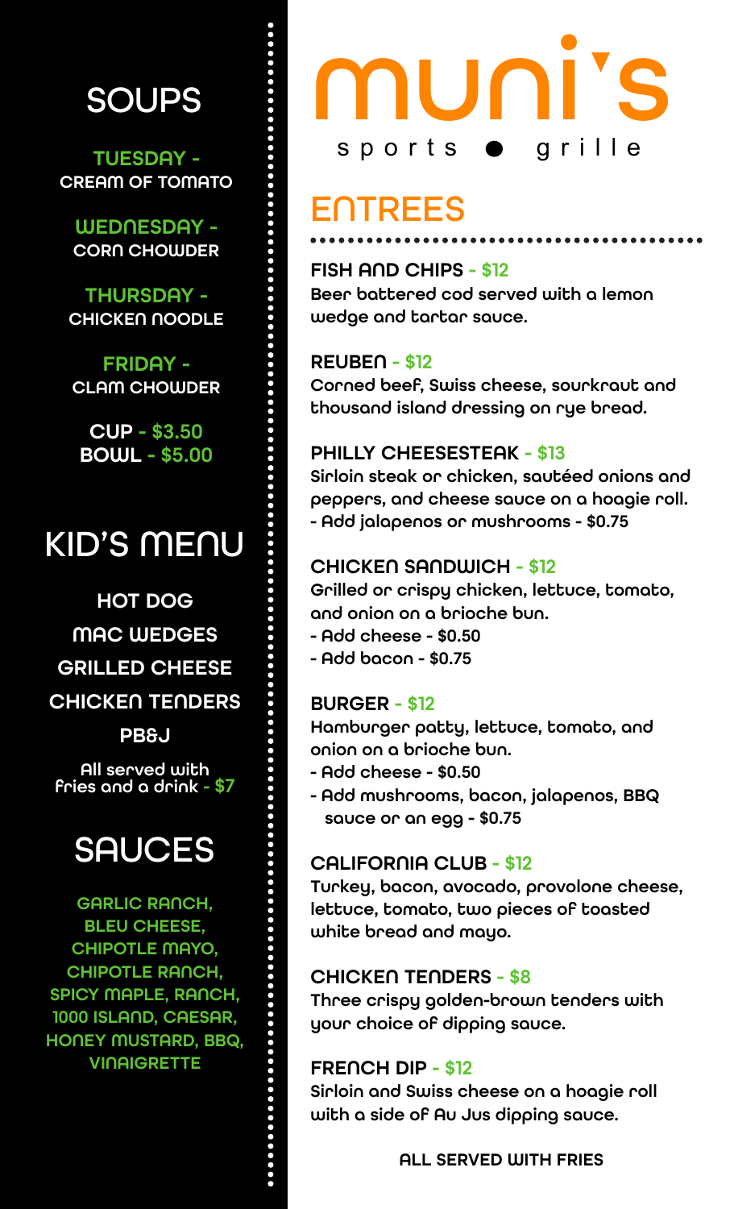# muni's

sports ● grille

## SOUPS

**TUESDAY -**
CREAM OF TOMATO

**WEDNESDAY -**
CORN CHOWDER

**THURSDAY -**
CHICKEN NOODLE

**FRIDAY -**
CLAM CHOWDER

**CUP - $3.50**
**BOWL - $5.00**

## KID'S MENU

**HOT DOG**
**MAC WEDGES**
**GRILLED CHEESE**
**CHICKEN TENDERS**
**PB&J**

All served with fries and a drink - $7

## SAUCES

GARLIC RANCH, BLEU CHEESE, CHIPOTLE MAYO, CHIPOTLE RANCH, SPICY MAPLE, RANCH, 1000 ISLAND, CAESAR, HONEY MUSTARD, BBQ, VINAIGRETTE

## ENTREES

**FISH AND CHIPS - $12**
Beer battered cod served with a lemon wedge and tartar sauce.

**REUBEN - $12**
Corned beef, Swiss cheese, sourkraut and thousand island dressing on rye bread.

**PHILLY CHEESESTEAK - $13**
Sirloin steak or chicken, sautéed onions and peppers, and cheese sauce on a hoagie roll.
- Add jalapenos or mushrooms - $0.75

**CHICKEN SANDWICH - $12**
Grilled or crispy chicken, lettuce, tomato, and onion on a brioche bun.
- Add cheese - $0.50
- Add bacon - $0.75

**BURGER - $12**
Hamburger patty, lettuce, tomato, and onion on a brioche bun.
- Add cheese - $0.50
- Add mushrooms, bacon, jalapenos, BBQ sauce or an egg - $0.75

**CALIFORNIA CLUB - $12**
Turkey, bacon, avocado, provolone cheese, lettuce, tomato, two pieces of toasted white bread and mayo.

**CHICKEN TENDERS - $8**
Three crispy golden-brown tenders with your choice of dipping sauce.

**FRENCH DIP - $12**
Sirloin and Swiss cheese on a hoagie roll with a side of Au Jus dipping sauce.

**ALL SERVED WITH FRIES**